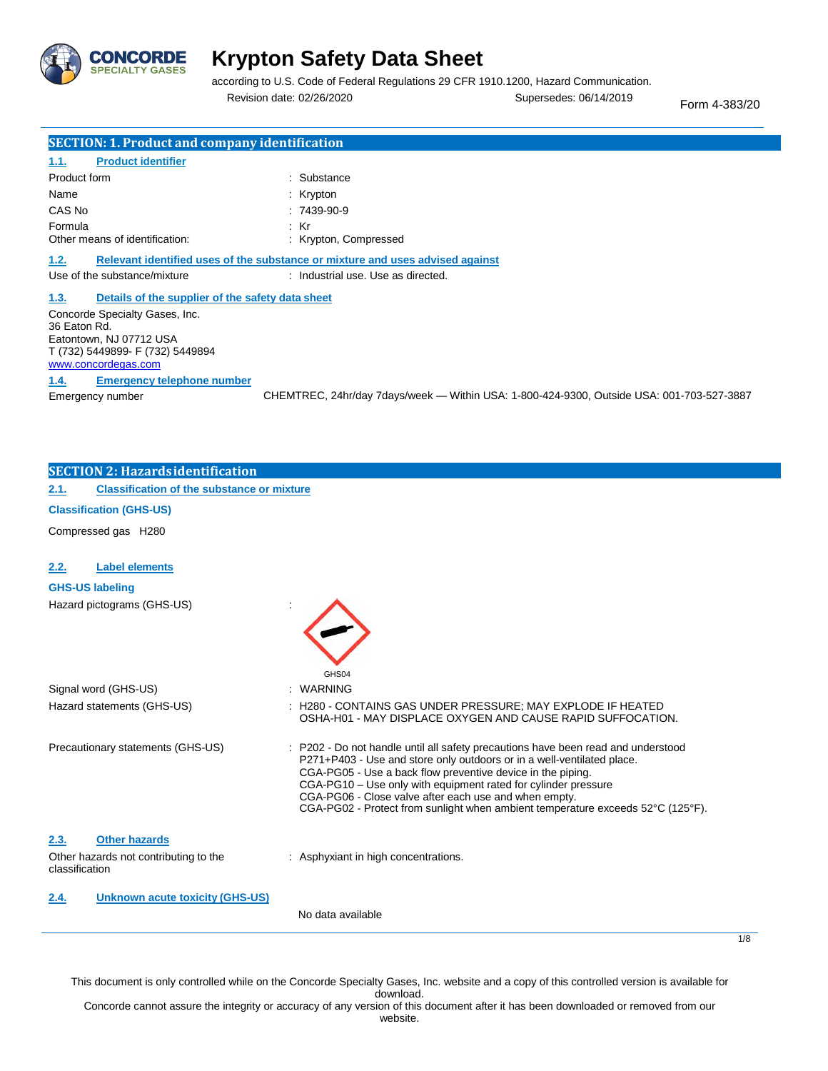# Krypton Safety Data Sheet

according to U.S. Code of Federal Regulations 29 CFR 1910.1200, Hazard Communication.

Revision date: 02/26/2020 Supersedes: 06/14/2019 Form 4-383/20

## SECTION: 1. Product and company identification

### 1.1. Product identifier

| | |
|---|---|
| Product form | : Substance |
| Name | : Krypton |
| CAS No | : 7439-90-9 |
| Formula | : Kr |
| Other means of identification: | : Krypton, Compressed |

### 1.2. Relevant identified uses of the substance or mixture and uses advised against

Use of the substance/mixture : Industrial use. Use as directed.

### 1.3. Details of the supplier of the safety data sheet

Concorde Specialty Gases, Inc.
36 Eaton Rd.
Eatontown, NJ 07712 USA
T (732) 5449899- F (732) 5449894
www.concordegas.com

### 1.4. Emergency telephone number

Emergency number CHEMTREC, 24hr/day 7days/week — Within USA: 1-800-424-9300, Outside USA: 001-703-527-3887

## SECTION 2: Hazards identification

### 2.1. Classification of the substance or mixture

**Classification (GHS-US)**

Compressed gas H280

### 2.2. Label elements

**GHS-US labeling**

Hazard pictograms (GHS-US) :

GHS04

Signal word (GHS-US) : WARNING

Hazard statements (GHS-US) : H280 - CONTAINS GAS UNDER PRESSURE; MAY EXPLODE IF HEATED
OSHA-H01 - MAY DISPLACE OXYGEN AND CAUSE RAPID SUFFOCATION.

Precautionary statements (GHS-US) : P202 - Do not handle until all safety precautions have been read and understood
P271+P403 - Use and store only outdoors or in a well-ventilated place.
CGA-PG05 - Use a back flow preventive device in the piping.
CGA-PG10 – Use only with equipment rated for cylinder pressure
CGA-PG06 - Close valve after each use and when empty.
CGA-PG02 - Protect from sunlight when ambient temperature exceeds 52°C (125°F).

### 2.3. Other hazards

Other hazards not contributing to the classification : Asphyxiant in high concentrations.

### 2.4. Unknown acute toxicity (GHS-US)

No data available

This document is only controlled while on the Concorde Specialty Gases, Inc. website and a copy of this controlled version is available for download.
Concorde cannot assure the integrity or accuracy of any version of this document after it has been downloaded or removed from our website.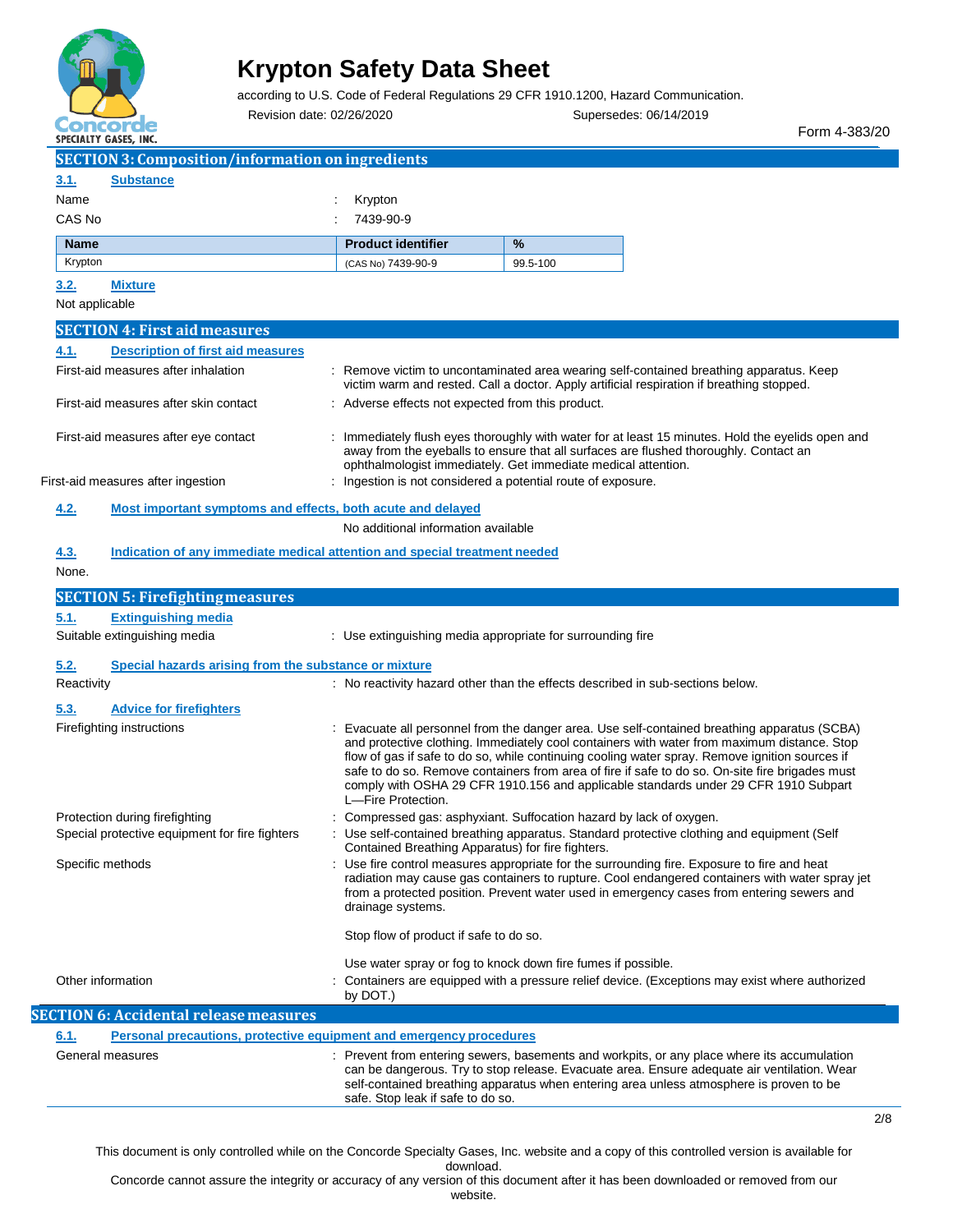## SECTION 3: Composition/information on ingredients

### 3.1. Substance

Name : Krypton

CAS No : 7439-90-9

| Name | Product identifier | % |
|---|---|---|
| Krypton | (CAS No) 7439-90-9 | 99.5-100 |

### 3.2. Mixture

Not applicable

## SECTION 4: First aid measures

### 4.1. Description of first aid measures

First-aid measures after inhalation : Remove victim to uncontaminated area wearing self-contained breathing apparatus. Keep victim warm and rested. Call a doctor. Apply artificial respiration if breathing stopped.

First-aid measures after skin contact : Adverse effects not expected from this product.

First-aid measures after eye contact : Immediately flush eyes thoroughly with water for at least 15 minutes. Hold the eyelids open and away from the eyeballs to ensure that all surfaces are flushed thoroughly. Contact an ophthalmologist immediately. Get immediate medical attention.

First-aid measures after ingestion : Ingestion is not considered a potential route of exposure.

### 4.2. Most important symptoms and effects, both acute and delayed

No additional information available

### 4.3. Indication of any immediate medical attention and special treatment needed

None.

## SECTION 5: Firefighting measures

### 5.1. Extinguishing media

Suitable extinguishing media : Use extinguishing media appropriate for surrounding fire

### 5.2. Special hazards arising from the substance or mixture

Reactivity : No reactivity hazard other than the effects described in sub-sections below.

### 5.3. Advice for firefighters

Firefighting instructions : Evacuate all personnel from the danger area. Use self-contained breathing apparatus (SCBA) and protective clothing. Immediately cool containers with water from maximum distance. Stop flow of gas if safe to do so, while continuing cooling water spray. Remove ignition sources if safe to do so. Remove containers from area of fire if safe to do so. On-site fire brigades must comply with OSHA 29 CFR 1910.156 and applicable standards under 29 CFR 1910 Subpart L—Fire Protection.

Protection during firefighting : Compressed gas: asphyxiant. Suffocation hazard by lack of oxygen.

Special protective equipment for fire fighters : Use self-contained breathing apparatus. Standard protective clothing and equipment (Self Contained Breathing Apparatus) for fire fighters.

Specific methods : Use fire control measures appropriate for the surrounding fire. Exposure to fire and heat radiation may cause gas containers to rupture. Cool endangered containers with water spray jet from a protected position. Prevent water used in emergency cases from entering sewers and drainage systems.

Stop flow of product if safe to do so.

Use water spray or fog to knock down fire fumes if possible.

Other information : Containers are equipped with a pressure relief device. (Exceptions may exist where authorized by DOT.)

## SECTION 6: Accidental release measures

### 6.1. Personal precautions, protective equipment and emergency procedures

General measures : Prevent from entering sewers, basements and workpits, or any place where its accumulation can be dangerous. Try to stop release. Evacuate area. Ensure adequate air ventilation. Wear self-contained breathing apparatus when entering area unless atmosphere is proven to be safe. Stop leak if safe to do so.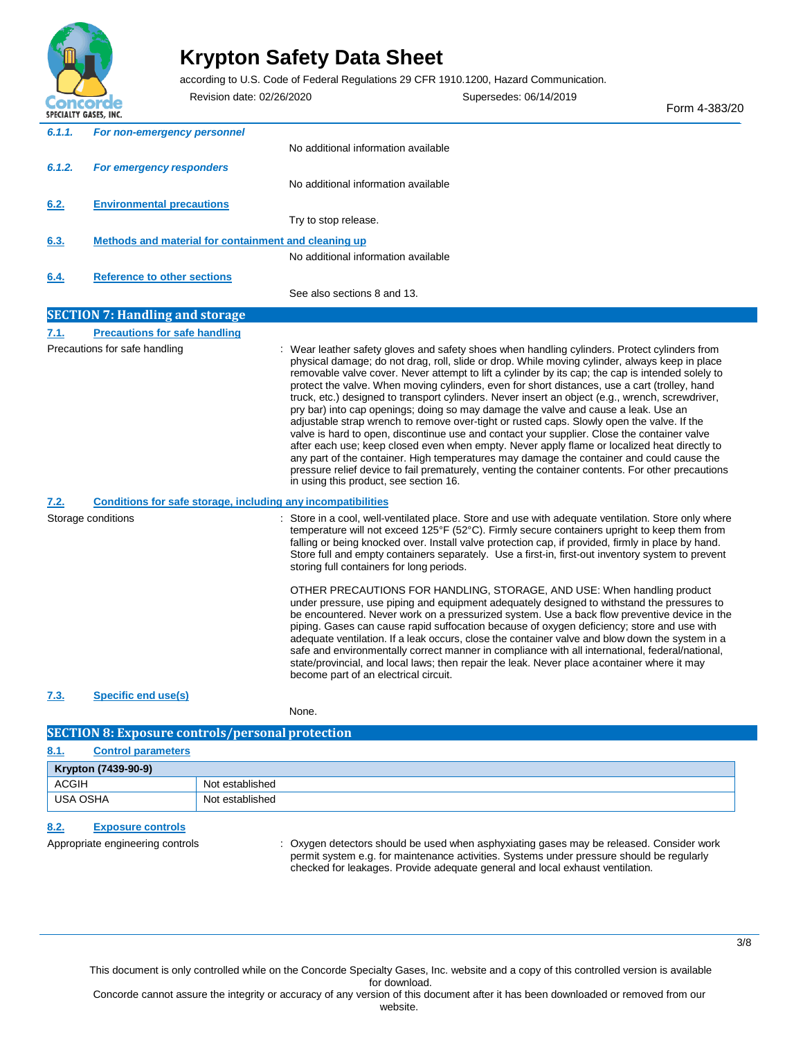#### 6.1.1. *For non-emergency personnel*

No additional information available

#### 6.1.2. *For emergency responders*

No additional information available

### 6.2. Environmental precautions

Try to stop release.

### 6.3. Methods and material for containment and cleaning up

No additional information available

### 6.4. Reference to other sections

See also sections 8 and 13.

## SECTION 7: Handling and storage

### 7.1. Precautions for safe handling

Precautions for safe handling : Wear leather safety gloves and safety shoes when handling cylinders. Protect cylinders from physical damage; do not drag, roll, slide or drop. While moving cylinder, always keep in place removable valve cover. Never attempt to lift a cylinder by its cap; the cap is intended solely to protect the valve. When moving cylinders, even for short distances, use a cart (trolley, hand truck, etc.) designed to transport cylinders. Never insert an object (e.g., wrench, screwdriver, pry bar) into cap openings; doing so may damage the valve and cause a leak. Use an adjustable strap wrench to remove over-tight or rusted caps. Slowly open the valve. If the valve is hard to open, discontinue use and contact your supplier. Close the container valve after each use; keep closed even when empty. Never apply flame or localized heat directly to any part of the container. High temperatures may damage the container and could cause the pressure relief device to fail prematurely, venting the container contents. For other precautions in using this product, see section 16.

### 7.2. Conditions for safe storage, including any incompatibilities

Storage conditions : Store in a cool, well-ventilated place. Store and use with adequate ventilation. Store only where temperature will not exceed 125°F (52°C). Firmly secure containers upright to keep them from falling or being knocked over. Install valve protection cap, if provided, firmly in place by hand. Store full and empty containers separately. Use a first-in, first-out inventory system to prevent storing full containers for long periods.

OTHER PRECAUTIONS FOR HANDLING, STORAGE, AND USE: When handling product under pressure, use piping and equipment adequately designed to withstand the pressures to be encountered. Never work on a pressurized system. Use a back flow preventive device in the piping. Gases can cause rapid suffocation because of oxygen deficiency; store and use with adequate ventilation. If a leak occurs, close the container valve and blow down the system in a safe and environmentally correct manner in compliance with all international, federal/national, state/provincial, and local laws; then repair the leak. Never place a container where it may become part of an electrical circuit.

### 7.3. Specific end use(s)

None.

## SECTION 8: Exposure controls/personal protection

### 8.1. Control parameters

| Krypton (7439-90-9) | |
|---|---|
| ACGIH | Not established |
| USA OSHA | Not established |

### 8.2. Exposure controls

Appropriate engineering controls : Oxygen detectors should be used when asphyxiating gases may be released. Consider work permit system e.g. for maintenance activities. Systems under pressure should be regularly checked for leakages. Provide adequate general and local exhaust ventilation.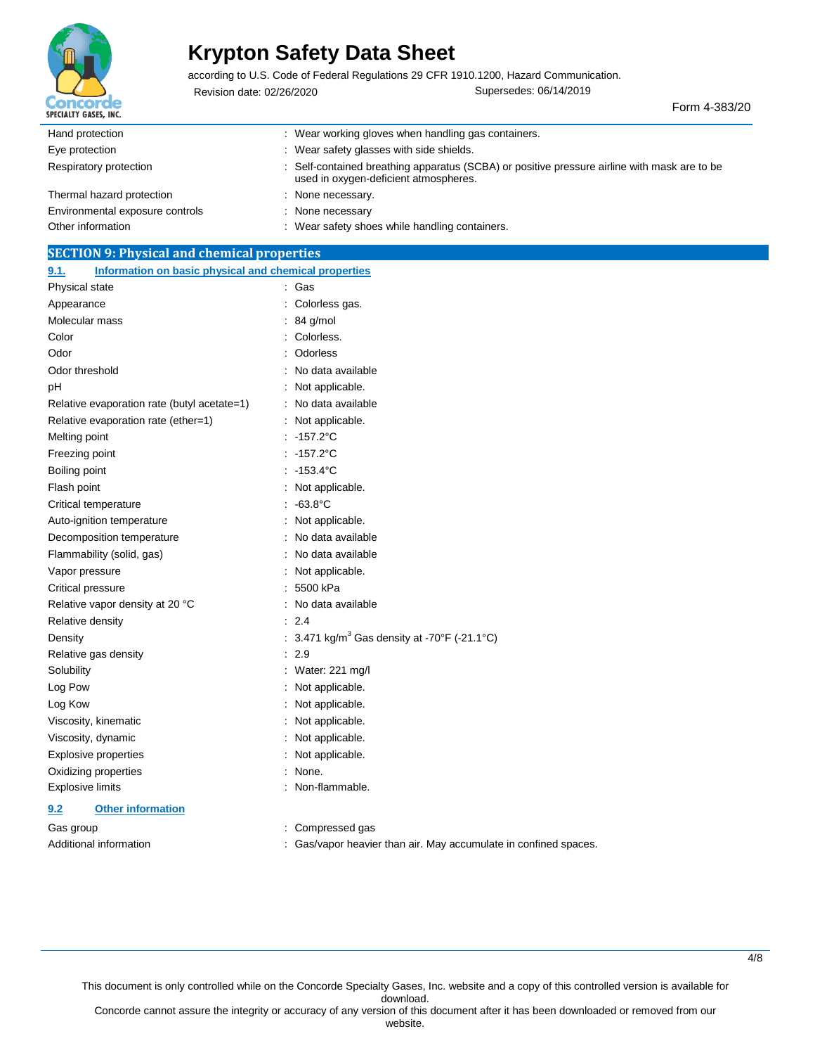| | |
|---|---|
| Hand protection | : Wear working gloves when handling gas containers. |
| Eye protection | : Wear safety glasses with side shields. |
| Respiratory protection | : Self-contained breathing apparatus (SCBA) or positive pressure airline with mask are to be used in oxygen-deficient atmospheres. |
| Thermal hazard protection | : None necessary. |
| Environmental exposure controls | : None necessary |
| Other information | : Wear safety shoes while handling containers. |

## SECTION 9: Physical and chemical properties

### 9.1. Information on basic physical and chemical properties

| | |
|---|---|
| Physical state | : Gas |
| Appearance | : Colorless gas. |
| Molecular mass | : 84 g/mol |
| Color | : Colorless. |
| Odor | : Odorless |
| Odor threshold | : No data available |
| pH | : Not applicable. |
| Relative evaporation rate (butyl acetate=1) | : No data available |
| Relative evaporation rate (ether=1) | : Not applicable. |
| Melting point | : -157.2°C |
| Freezing point | : -157.2°C |
| Boiling point | : -153.4°C |
| Flash point | : Not applicable. |
| Critical temperature | : -63.8°C |
| Auto-ignition temperature | : Not applicable. |
| Decomposition temperature | : No data available |
| Flammability (solid, gas) | : No data available |
| Vapor pressure | : Not applicable. |
| Critical pressure | : 5500 kPa |
| Relative vapor density at 20 °C | : No data available |
| Relative density | : 2.4 |
| Density | : 3.471 kg/m$^3$ Gas density at -70°F (-21.1°C) |
| Relative gas density | : 2.9 |
| Solubility | : Water: 221 mg/l |
| Log Pow | : Not applicable. |
| Log Kow | : Not applicable. |
| Viscosity, kinematic | : Not applicable. |
| Viscosity, dynamic | : Not applicable. |
| Explosive properties | : Not applicable. |
| Oxidizing properties | : None. |
| Explosive limits | : Non-flammable. |

### 9.2 Other information

| | |
|---|---|
| Gas group | : Compressed gas |
| Additional information | : Gas/vapor heavier than air. May accumulate in confined spaces. |

This document is only controlled while on the Concorde Specialty Gases, Inc. website and a copy of this controlled version is available for download.
Concorde cannot assure the integrity or accuracy of any version of this document after it has been downloaded or removed from our website.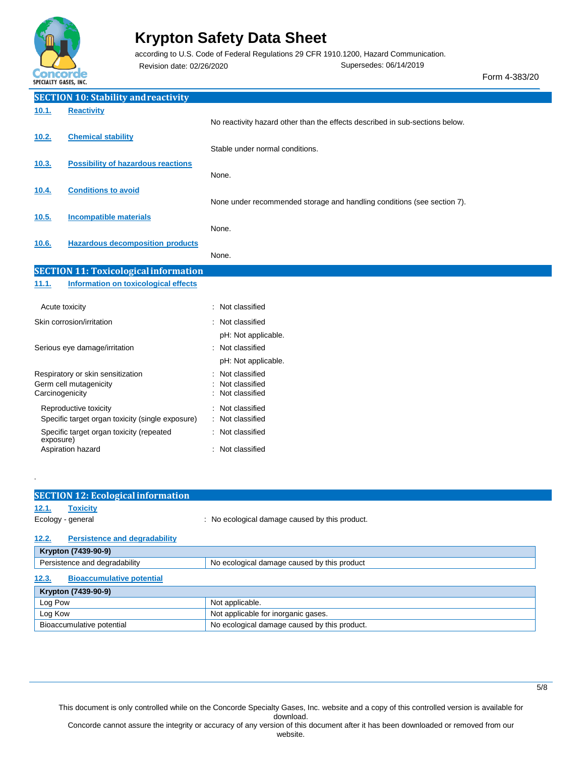## SECTION 10: Stability and reactivity

**10.1. Reactivity**

No reactivity hazard other than the effects described in sub-sections below.

**10.2. Chemical stability**

Stable under normal conditions.

**10.3. Possibility of hazardous reactions**

None.

**10.4. Conditions to avoid**

None under recommended storage and handling conditions (see section 7).

**10.5. Incompatible materials**

None.

**10.6. Hazardous decomposition products**

None.

## SECTION 11: Toxicological information

**11.1. Information on toxicological effects**

Acute toxicity : Not classified

Skin corrosion/irritation : Not classified
pH: Not applicable.

Serious eye damage/irritation : Not classified
pH: Not applicable.

Respiratory or skin sensitization : Not classified

Germ cell mutagenicity : Not classified

Carcinogenicity : Not classified

Reproductive toxicity : Not classified

Specific target organ toxicity (single exposure) : Not classified

Specific target organ toxicity (repeated exposure) : Not classified

Aspiration hazard : Not classified

## SECTION 12: Ecological information

**12.1. Toxicity**

Ecology - general : No ecological damage caused by this product.

**12.2. Persistence and degradability**

| Krypton (7439-90-9) | |
|---|---|
| Persistence and degradability | No ecological damage caused by this product |

**12.3. Bioaccumulative potential**

| Krypton (7439-90-9) | |
|---|---|
| Log Pow | Not applicable. |
| Log Kow | Not applicable for inorganic gases. |
| Bioaccumulative potential | No ecological damage caused by this product. |

This document is only controlled while on the Concorde Specialty Gases, Inc. website and a copy of this controlled version is available for download.
Concorde cannot assure the integrity or accuracy of any version of this document after it has been downloaded or removed from our website.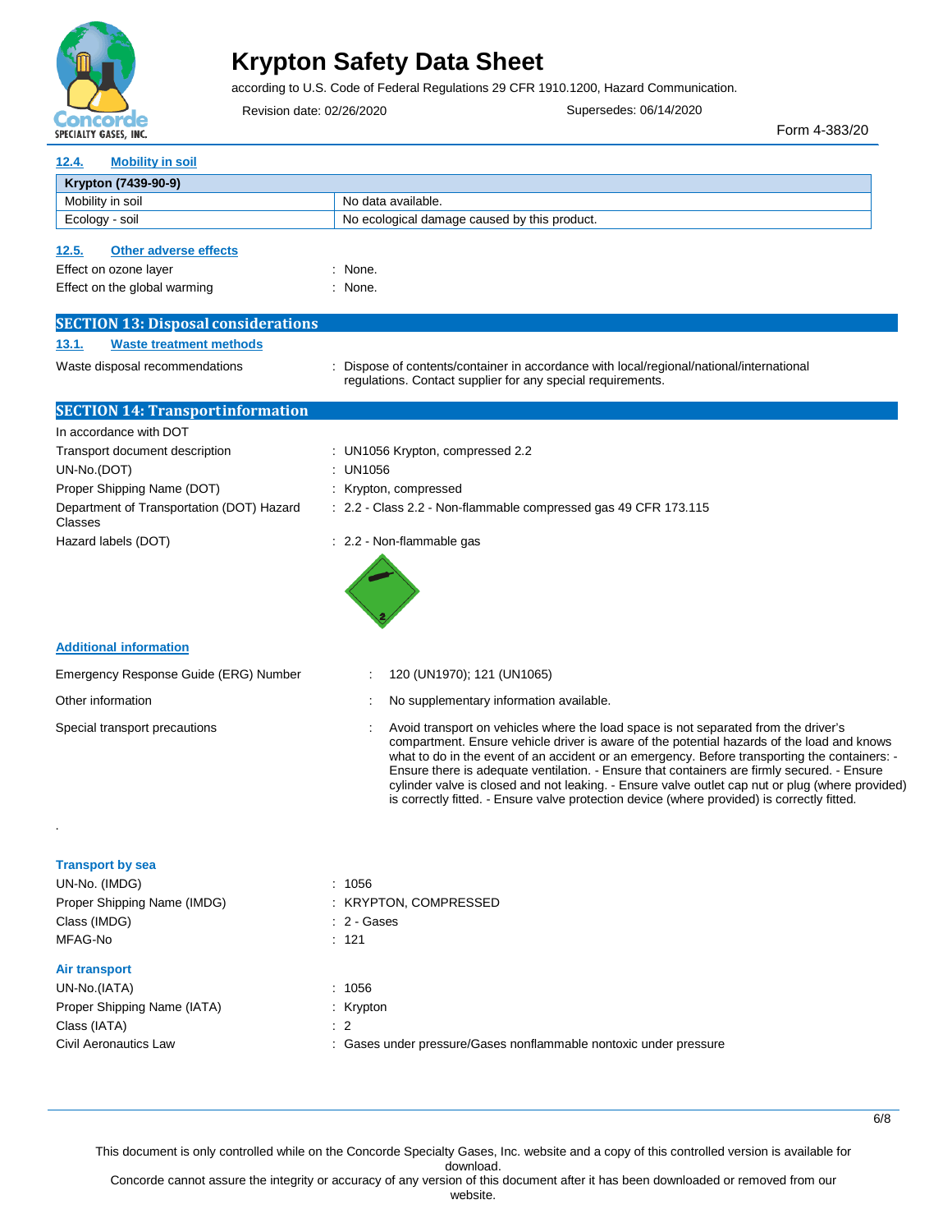### 12.4. Mobility in soil

| Krypton (7439-90-9) | |
|---|---|
| Mobility in soil | No data available. |
| Ecology - soil | No ecological damage caused by this product. |

### 12.5. Other adverse effects

Effect on ozone layer : None.

Effect on the global warming : None.

## SECTION 13: Disposal considerations

### 13.1. Waste treatment methods

Waste disposal recommendations : Dispose of contents/container in accordance with local/regional/national/international regulations. Contact supplier for any special requirements.

## SECTION 14: Transport information

In accordance with DOT

Transport document description : UN1056 Krypton, compressed 2.2

UN-No.(DOT) : UN1056

Proper Shipping Name (DOT) : Krypton, compressed

Department of Transportation (DOT) Hazard Classes : 2.2 - Class 2.2 - Non-flammable compressed gas 49 CFR 173.115

Hazard labels (DOT) : 2.2 - Non-flammable gas

### Additional information

Emergency Response Guide (ERG) Number : 120 (UN1970); 121 (UN1065)

Other information : No supplementary information available.

Special transport precautions : Avoid transport on vehicles where the load space is not separated from the driver's compartment. Ensure vehicle driver is aware of the potential hazards of the load and knows what to do in the event of an accident or an emergency. Before transporting the containers: - Ensure there is adequate ventilation. - Ensure that containers are firmly secured. - Ensure cylinder valve is closed and not leaking. - Ensure valve outlet cap nut or plug (where provided) is correctly fitted. - Ensure valve protection device (where provided) is correctly fitted.

.

### Transport by sea

UN-No. (IMDG) : 1056

Proper Shipping Name (IMDG) : KRYPTON, COMPRESSED

Class (IMDG) : 2 - Gases

MFAG-No : 121

### Air transport

UN-No.(IATA) : 1056

Proper Shipping Name (IATA) : Krypton

Class (IATA) : 2

Civil Aeronautics Law : Gases under pressure/Gases nonflammable nontoxic under pressure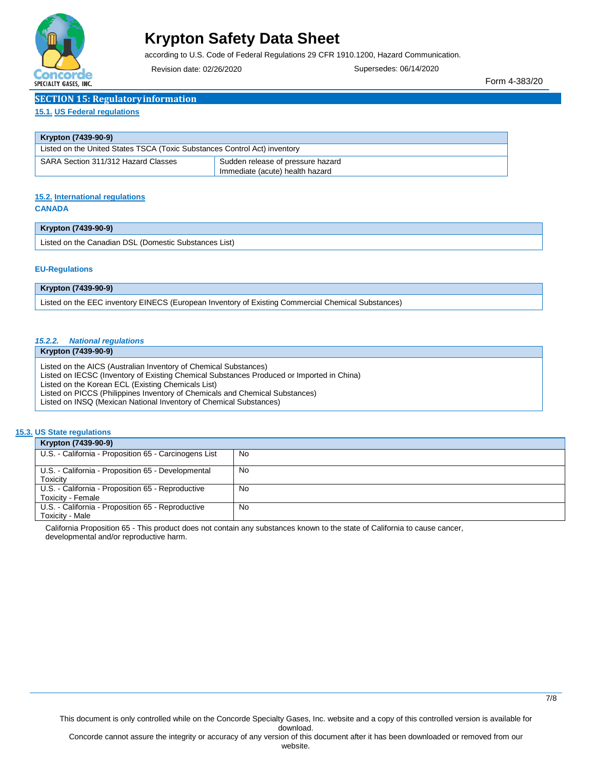## SECTION 15: Regulatory information

### 15.1. US Federal regulations

| Krypton (7439-90-9) | |
|---|---|
| Listed on the United States TSCA (Toxic Substances Control Act) inventory | |
| SARA Section 311/312 Hazard Classes | Sudden release of pressure hazard<br>Immediate (acute) health hazard |

### 15.2. International regulations

**CANADA**

| Krypton (7439-90-9) |
|---|
| Listed on the Canadian DSL (Domestic Substances List) |

**EU-Regulations**

| Krypton (7439-90-9) |
|---|
| Listed on the EEC inventory EINECS (European Inventory of Existing Commercial Chemical Substances) |

#### *15.2.2. National regulations*

| Krypton (7439-90-9) |
|---|
| Listed on the AICS (Australian Inventory of Chemical Substances)<br>Listed on IECSC (Inventory of Existing Chemical Substances Produced or Imported in China)<br>Listed on the Korean ECL (Existing Chemicals List)<br>Listed on PICCS (Philippines Inventory of Chemicals and Chemical Substances)<br>Listed on INSQ (Mexican National Inventory of Chemical Substances) |

### 15.3. US State regulations

| Krypton (7439-90-9) | |
|---|---|
| U.S. - California - Proposition 65 - Carcinogens List | No |
| U.S. - California - Proposition 65 - Developmental Toxicity | No |
| U.S. - California - Proposition 65 - Reproductive Toxicity - Female | No |
| U.S. - California - Proposition 65 - Reproductive Toxicity - Male | No |

California Proposition 65 - This product does not contain any substances known to the state of California to cause cancer, developmental and/or reproductive harm.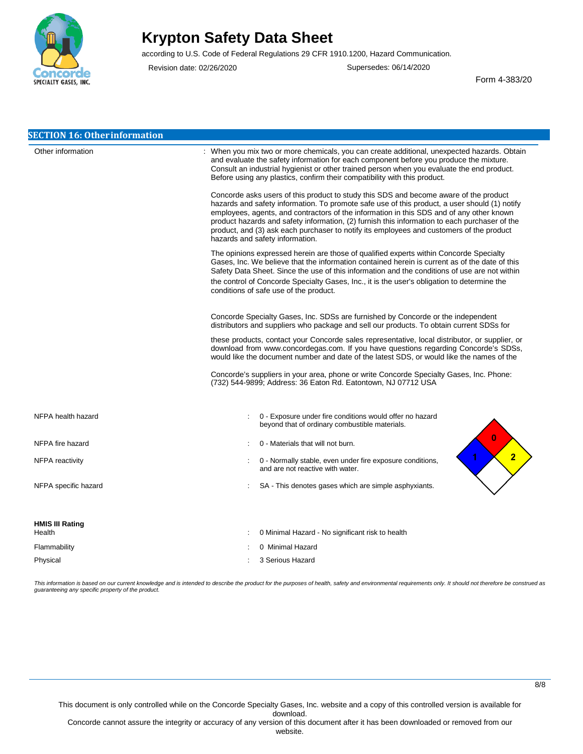## SECTION 16: Other information

Other information : When you mix two or more chemicals, you can create additional, unexpected hazards. Obtain and evaluate the safety information for each component before you produce the mixture. Consult an industrial hygienist or other trained person when you evaluate the end product. Before using any plastics, confirm their compatibility with this product.

Concorde asks users of this product to study this SDS and become aware of the product hazards and safety information. To promote safe use of this product, a user should (1) notify employees, agents, and contractors of the information in this SDS and of any other known product hazards and safety information, (2) furnish this information to each purchaser of the product, and (3) ask each purchaser to notify its employees and customers of the product hazards and safety information.

The opinions expressed herein are those of qualified experts within Concorde Specialty Gases, Inc. We believe that the information contained herein is current as of the date of this Safety Data Sheet. Since the use of this information and the conditions of use are not within the control of Concorde Specialty Gases, Inc., it is the user's obligation to determine the conditions of safe use of the product.

Concorde Specialty Gases, Inc. SDSs are furnished by Concorde or the independent distributors and suppliers who package and sell our products. To obtain current SDSs for

these products, contact your Concorde sales representative, local distributor, or supplier, or download from www.concordegas.com. If you have questions regarding Concorde's SDSs, would like the document number and date of the latest SDS, or would like the names of the

Concorde's suppliers in your area, phone or write Concorde Specialty Gases, Inc. Phone: (732) 544-9899; Address: 36 Eaton Rd. Eatontown, NJ 07712 USA

| | |
|---|---|
| NFPA health hazard | : 0 - Exposure under fire conditions would offer no hazard beyond that of ordinary combustible materials. |
| NFPA fire hazard | : 0 - Materials that will not burn. |
| NFPA reactivity | : 0 - Normally stable, even under fire exposure conditions, and are not reactive with water. |
| NFPA specific hazard | : SA - This denotes gases which are simple asphyxiants. |

0

1 2

**HMIS III Rating**

| | |
|---|---|
| Health | : 0 Minimal Hazard - No significant risk to health |
| Flammability | : 0 Minimal Hazard |
| Physical | : 3 Serious Hazard |

*This information is based on our current knowledge and is intended to describe the product for the purposes of health, safety and environmental requirements only. It should not therefore be construed as guaranteeing any specific property of the product.*